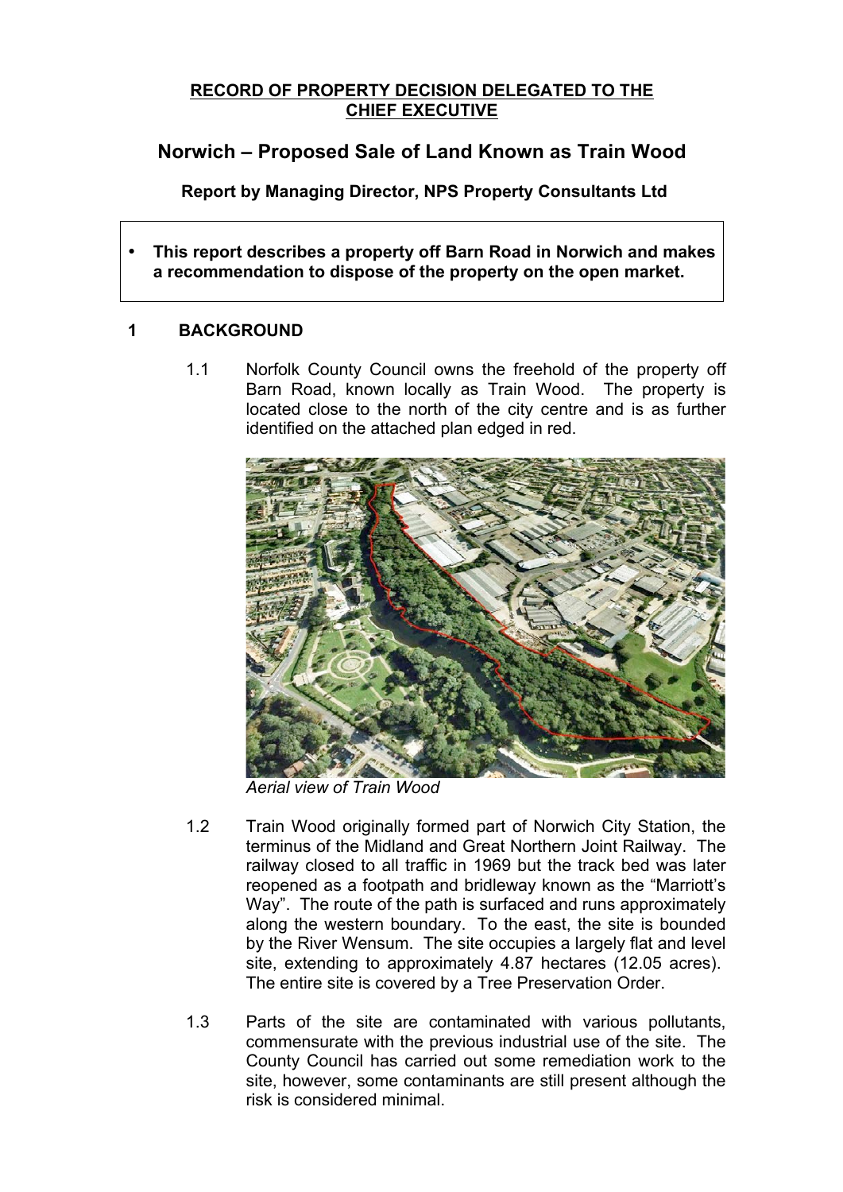**RECORD OF PROPERTY DECISION DELEGATED TO THE CHIEF EXECUTIVE**

# Norwich – Proposed Sale of Land Known as Train Wood

**Report by Managing Director, NPS Property Consultants Ltd**

- **This report describes a property off Barn Road in Norwich and makes a recommendation to dispose of the property on the open market.**

## 1 BACKGROUND

1.1 Norfolk County Council owns the freehold of the property off Barn Road, known locally as Train Wood. The property is located close to the north of the city centre and is as further identified on the attached plan edged in red.

*Aerial view of Train Wood*

1.2 Train Wood originally formed part of Norwich City Station, the terminus of the Midland and Great Northern Joint Railway. The railway closed to all traffic in 1969 but the track bed was later reopened as a footpath and bridleway known as the "Marriott's Way". The route of the path is surfaced and runs approximately along the western boundary. To the east, the site is bounded by the River Wensum. The site occupies a largely flat and level site, extending to approximately 4.87 hectares (12.05 acres). The entire site is covered by a Tree Preservation Order.

1.3 Parts of the site are contaminated with various pollutants, commensurate with the previous industrial use of the site. The County Council has carried out some remediation work to the site, however, some contaminants are still present although the risk is considered minimal.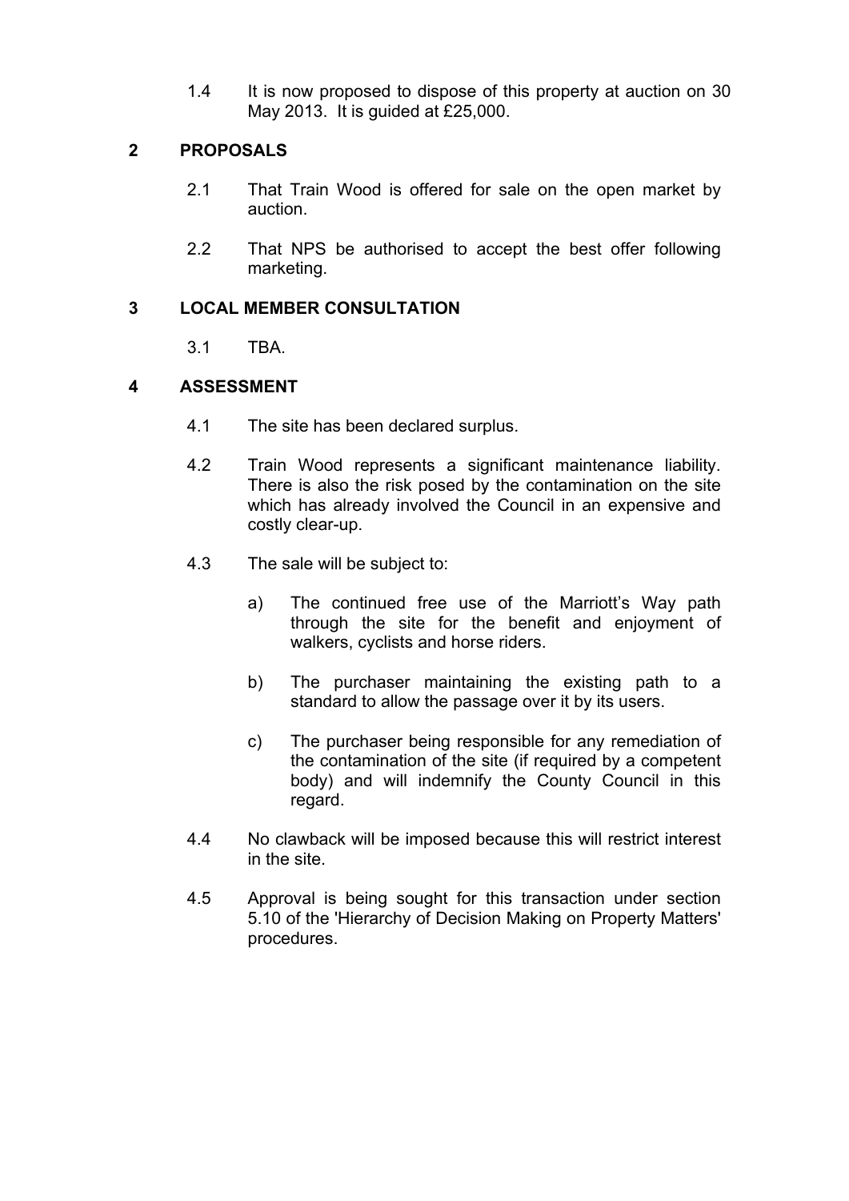1.4 It is now proposed to dispose of this property at auction on 30 May 2013. It is guided at £25,000.

## 2 PROPOSALS

2.1 That Train Wood is offered for sale on the open market by auction.

2.2 That NPS be authorised to accept the best offer following marketing.

## 3 LOCAL MEMBER CONSULTATION

3.1 TBA.

## 4 ASSESSMENT

4.1 The site has been declared surplus.

4.2 Train Wood represents a significant maintenance liability. There is also the risk posed by the contamination on the site which has already involved the Council in an expensive and costly clear-up.

4.3 The sale will be subject to:

a) The continued free use of the Marriott's Way path through the site for the benefit and enjoyment of walkers, cyclists and horse riders.

b) The purchaser maintaining the existing path to a standard to allow the passage over it by its users.

c) The purchaser being responsible for any remediation of the contamination of the site (if required by a competent body) and will indemnify the County Council in this regard.

4.4 No clawback will be imposed because this will restrict interest in the site.

4.5 Approval is being sought for this transaction under section 5.10 of the 'Hierarchy of Decision Making on Property Matters' procedures.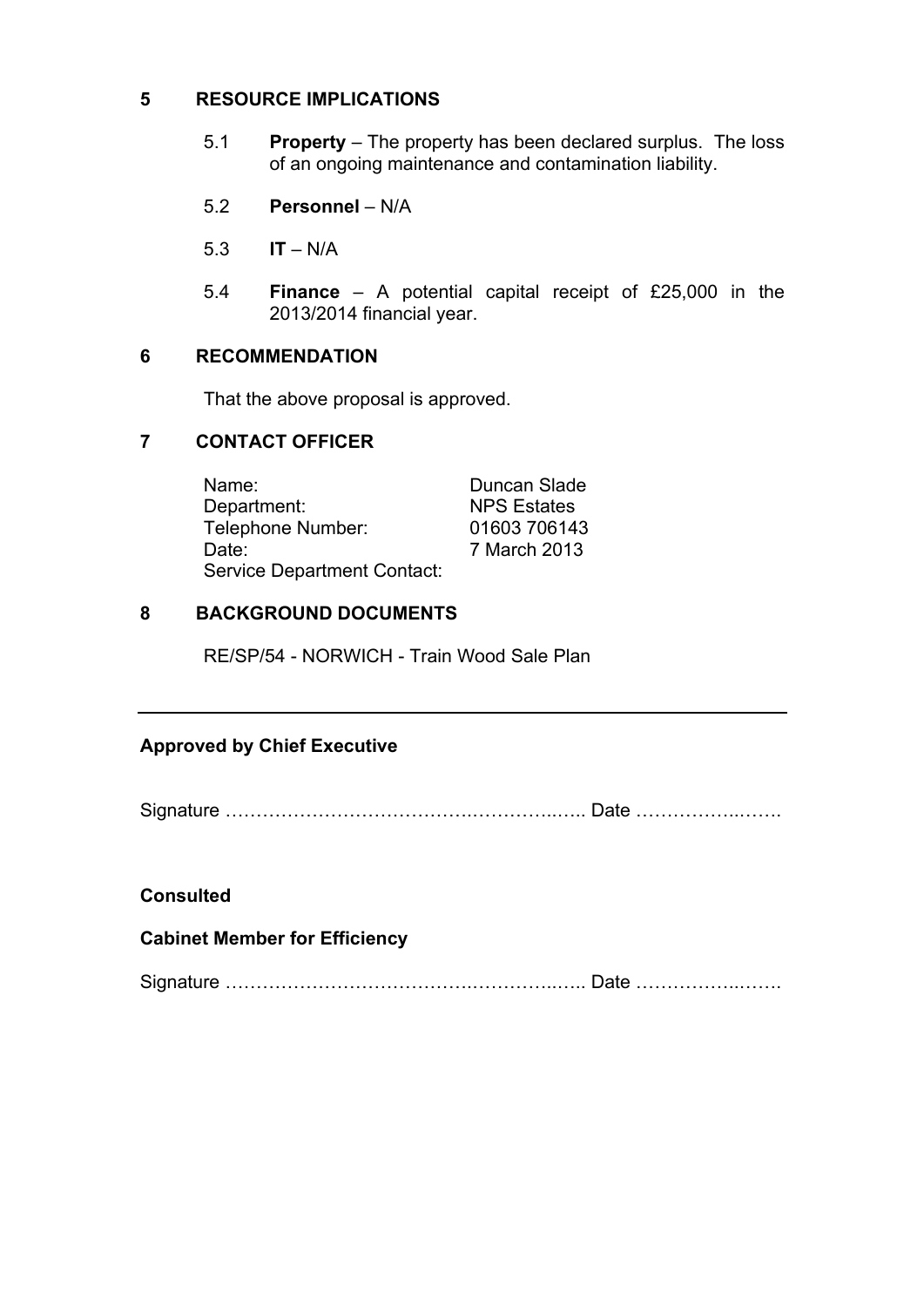## 5 RESOURCE IMPLICATIONS

5.1 **Property** – The property has been declared surplus. The loss of an ongoing maintenance and contamination liability.

5.2 **Personnel** – N/A

5.3 **IT** – N/A

5.4 **Finance** – A potential capital receipt of £25,000 in the 2013/2014 financial year.

## 6 RECOMMENDATION

That the above proposal is approved.

## 7 CONTACT OFFICER

| | |
|---|---|
| Name: | Duncan Slade |
| Department: | NPS Estates |
| Telephone Number: | 01603 706143 |
| Date: | 7 March 2013 |
| Service Department Contact: | |

## 8 BACKGROUND DOCUMENTS

RE/SP/54 - NORWICH - Train Wood Sale Plan

---

**Approved by Chief Executive**

Signature ………………………………….…………..….. Date ……………..…….

**Consulted**

**Cabinet Member for Efficiency**

Signature ………………………………….…………..….. Date ……………..…….